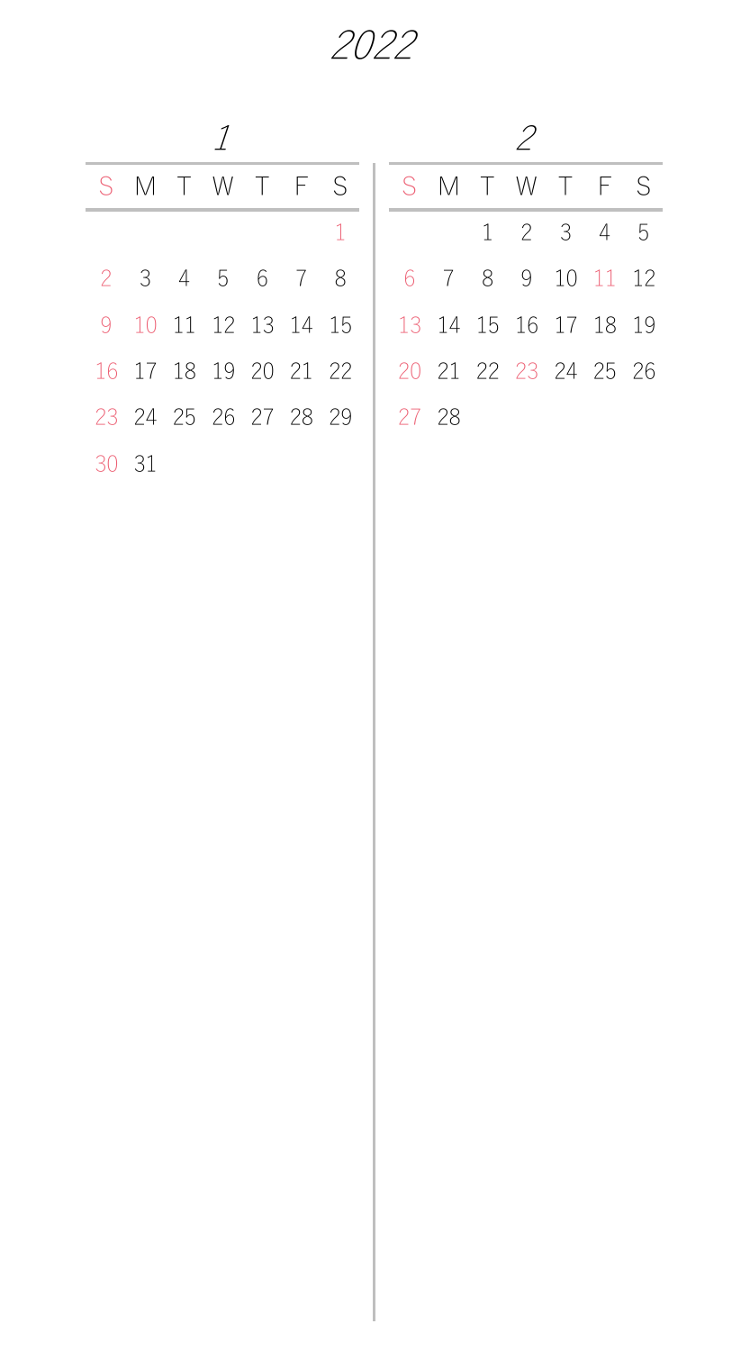# 2022

## 1

| S | M | T | W | T | F | S |
|---|---|---|---|---|---|---|
| | | | | | | 1 |
| 2 | 3 | 4 | 5 | 6 | 7 | 8 |
| 9 | 10 | 11 | 12 | 13 | 14 | 15 |
| 16 | 17 | 18 | 19 | 20 | 21 | 22 |
| 23 | 24 | 25 | 26 | 27 | 28 | 29 |
| 30 | 31 | | | | | |

## 2

| S | M | T | W | T | F | S |
|---|---|---|---|---|---|---|
| | | 1 | 2 | 3 | 4 | 5 |
| 6 | 7 | 8 | 9 | 10 | 11 | 12 |
| 13 | 14 | 15 | 16 | 17 | 18 | 19 |
| 20 | 21 | 22 | 23 | 24 | 25 | 26 |
| 27 | 28 | | | | | |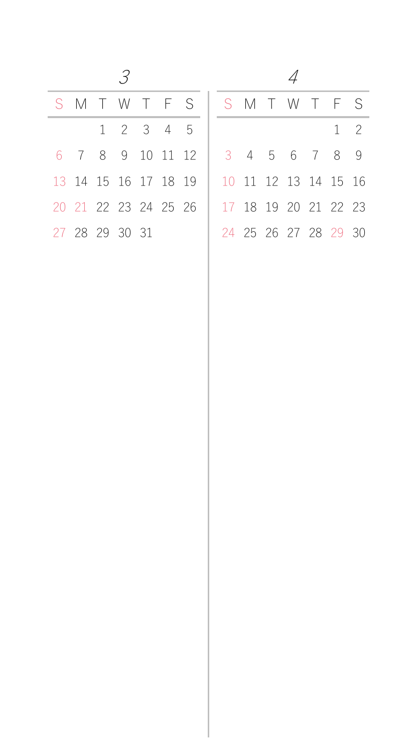## 3

| S | M | T | W | T | F | S |
|---|---|---|---|---|---|---|
| | | 1 | 2 | 3 | 4 | 5 |
| 6 | 7 | 8 | 9 | 10 | 11 | 12 |
| 13 | 14 | 15 | 16 | 17 | 18 | 19 |
| 20 | 21 | 22 | 23 | 24 | 25 | 26 |
| 27 | 28 | 29 | 30 | 31 | | |

## 4

| S | M | T | W | T | F | S |
|---|---|---|---|---|---|---|
| | | | | | 1 | 2 |
| 3 | 4 | 5 | 6 | 7 | 8 | 9 |
| 10 | 11 | 12 | 13 | 14 | 15 | 16 |
| 17 | 18 | 19 | 20 | 21 | 22 | 23 |
| 24 | 25 | 26 | 27 | 28 | 29 | 30 |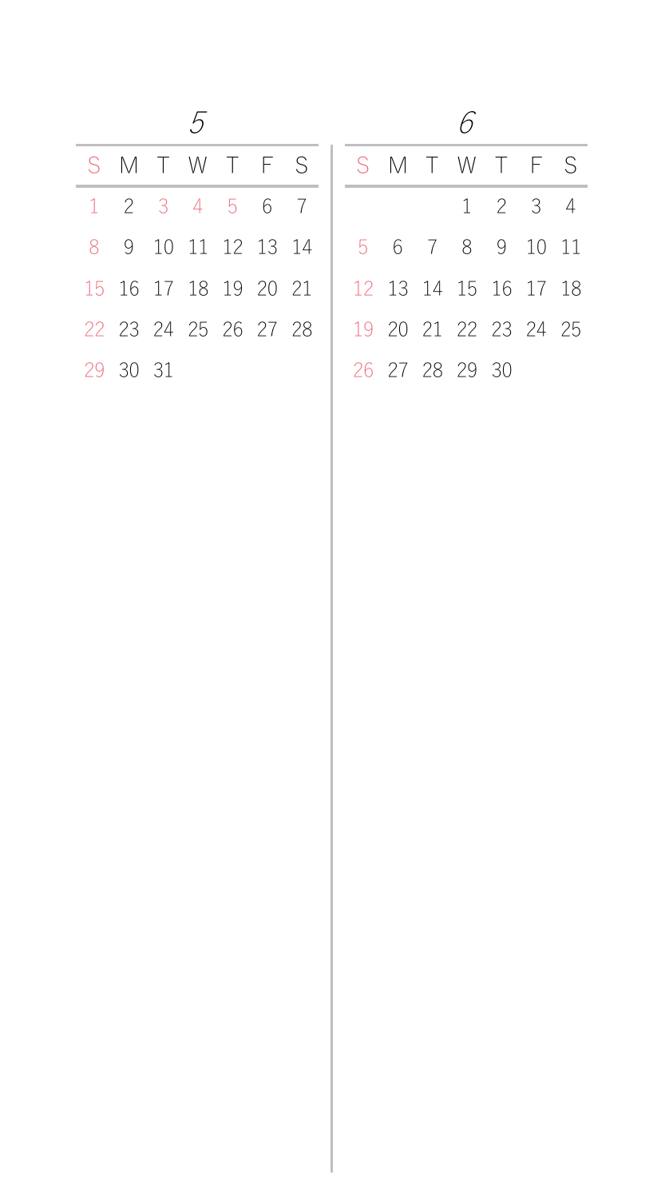## 5

| S | M | T | W | T | F | S |
|---|---|---|---|---|---|---|
| 1 | 2 | 3 | 4 | 5 | 6 | 7 |
| 8 | 9 | 10 | 11 | 12 | 13 | 14 |
| 15 | 16 | 17 | 18 | 19 | 20 | 21 |
| 22 | 23 | 24 | 25 | 26 | 27 | 28 |
| 29 | 30 | 31 | | | | |

## 6

| S | M | T | W | T | F | S |
|---|---|---|---|---|---|---|
| | | | 1 | 2 | 3 | 4 |
| 5 | 6 | 7 | 8 | 9 | 10 | 11 |
| 12 | 13 | 14 | 15 | 16 | 17 | 18 |
| 19 | 20 | 21 | 22 | 23 | 24 | 25 |
| 26 | 27 | 28 | 29 | 30 | | |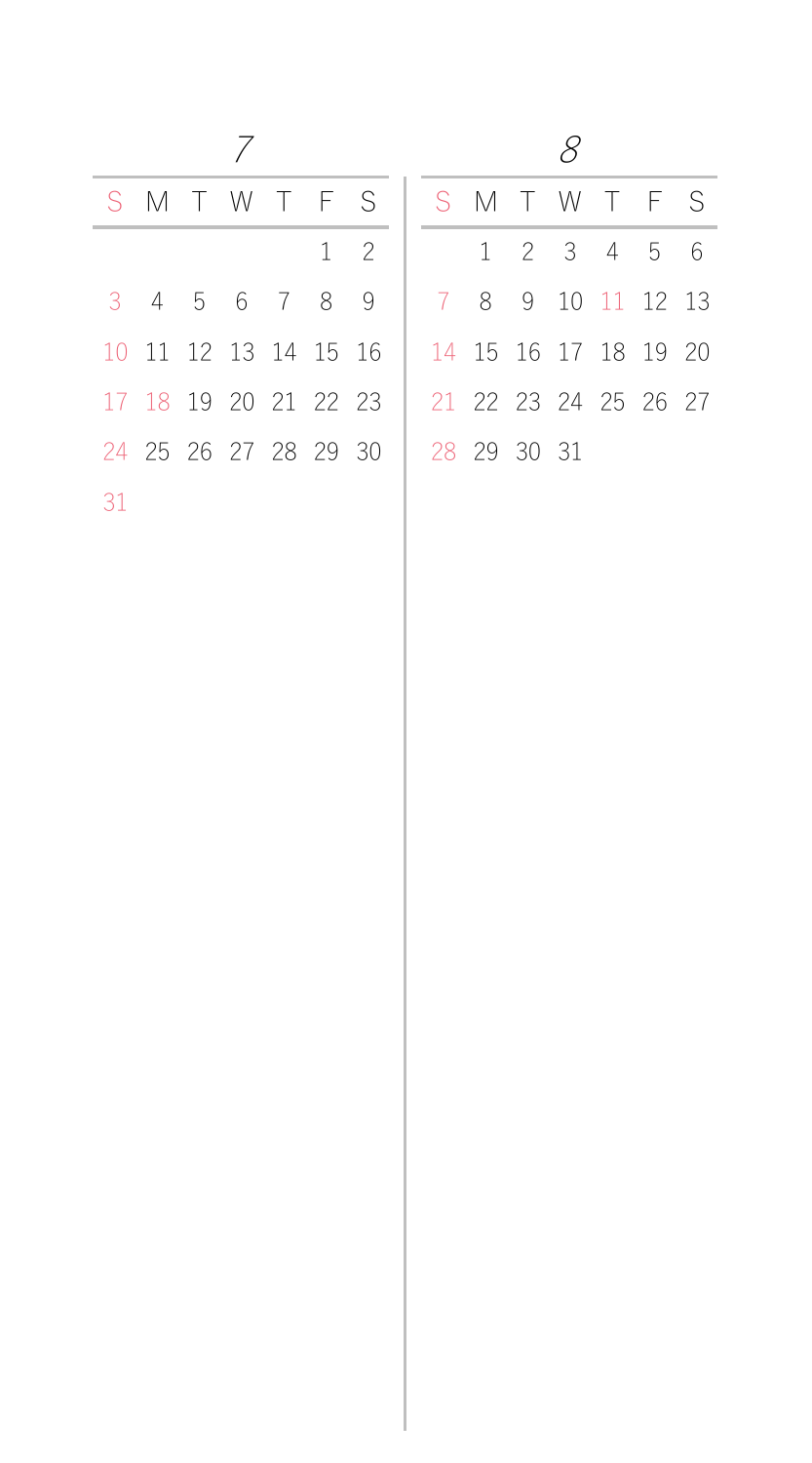## 7

| S | M | T | W | T | F | S |
|---|---|---|---|---|---|---|
| | | | | | 1 | 2 |
| 3 | 4 | 5 | 6 | 7 | 8 | 9 |
| 10 | 11 | 12 | 13 | 14 | 15 | 16 |
| 17 | 18 | 19 | 20 | 21 | 22 | 23 |
| 24 | 25 | 26 | 27 | 28 | 29 | 30 |
| 31 | | | | | | |

## 8

| S | M | T | W | T | F | S |
|---|---|---|---|---|---|---|
| | 1 | 2 | 3 | 4 | 5 | 6 |
| 7 | 8 | 9 | 10 | 11 | 12 | 13 |
| 14 | 15 | 16 | 17 | 18 | 19 | 20 |
| 21 | 22 | 23 | 24 | 25 | 26 | 27 |
| 28 | 29 | 30 | 31 | | | |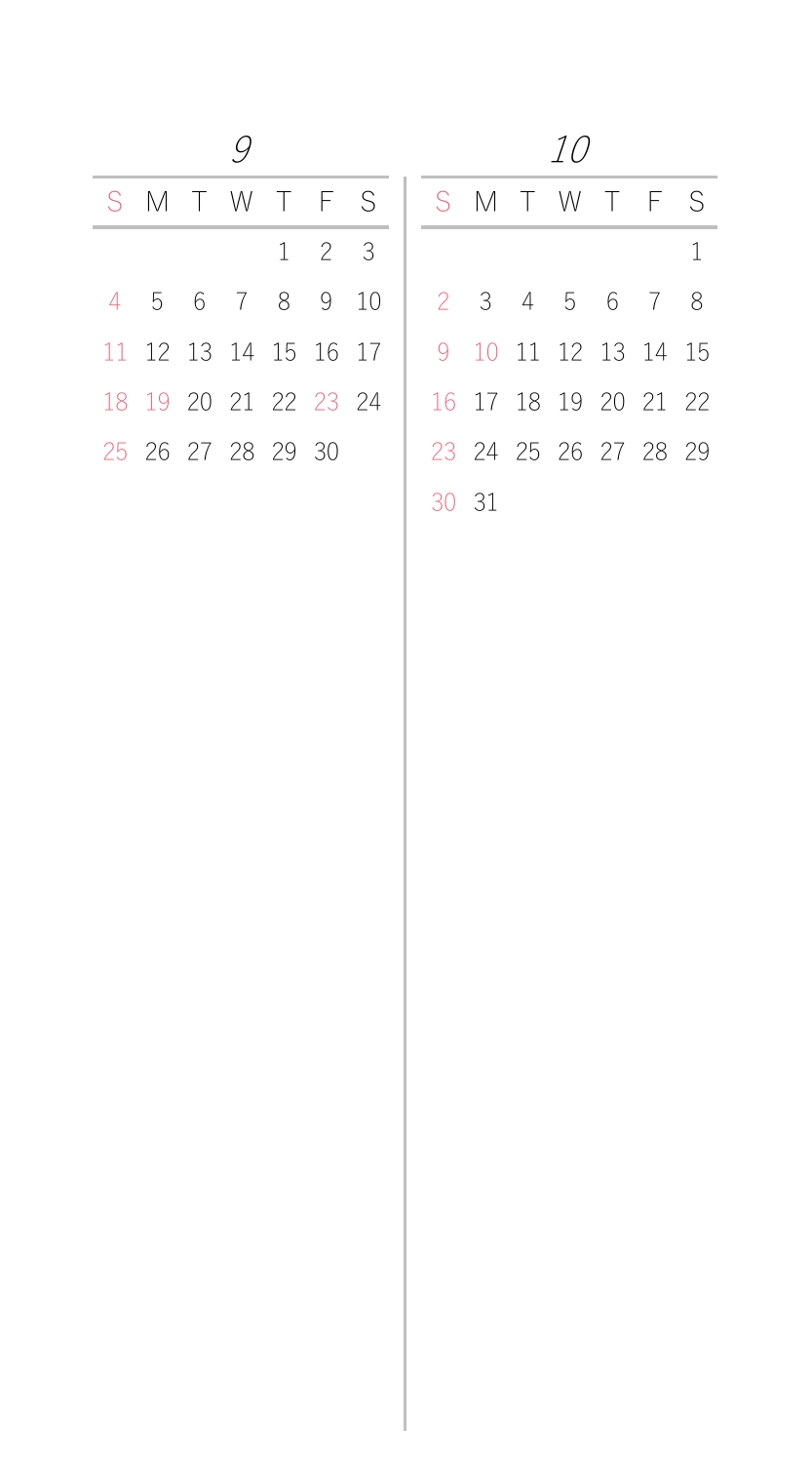## 9

| S | M | T | W | T | F | S |
|---|---|---|---|---|---|---|
| | | | | 1 | 2 | 3 |
| 4 | 5 | 6 | 7 | 8 | 9 | 10 |
| 11 | 12 | 13 | 14 | 15 | 16 | 17 |
| 18 | 19 | 20 | 21 | 22 | 23 | 24 |
| 25 | 26 | 27 | 28 | 29 | 30 | |

## 10

| S | M | T | W | T | F | S |
|---|---|---|---|---|---|---|
| | | | | | | 1 |
| 2 | 3 | 4 | 5 | 6 | 7 | 8 |
| 9 | 10 | 11 | 12 | 13 | 14 | 15 |
| 16 | 17 | 18 | 19 | 20 | 21 | 22 |
| 23 | 24 | 25 | 26 | 27 | 28 | 29 |
| 30 | 31 | | | | | |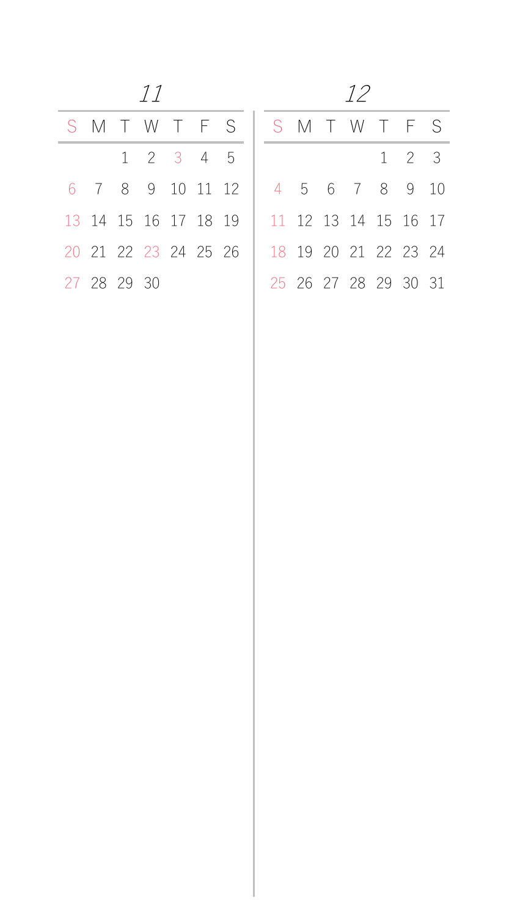## 11

| S | M | T | W | T | F | S |
|---|---|---|---|---|---|---|
| | | 1 | 2 | 3 | 4 | 5 |
| 6 | 7 | 8 | 9 | 10 | 11 | 12 |
| 13 | 14 | 15 | 16 | 17 | 18 | 19 |
| 20 | 21 | 22 | 23 | 24 | 25 | 26 |
| 27 | 28 | 29 | 30 | | | |

## 12

| S | M | T | W | T | F | S |
|---|---|---|---|---|---|---|
| | | | | 1 | 2 | 3 |
| 4 | 5 | 6 | 7 | 8 | 9 | 10 |
| 11 | 12 | 13 | 14 | 15 | 16 | 17 |
| 18 | 19 | 20 | 21 | 22 | 23 | 24 |
| 25 | 26 | 27 | 28 | 29 | 30 | 31 |